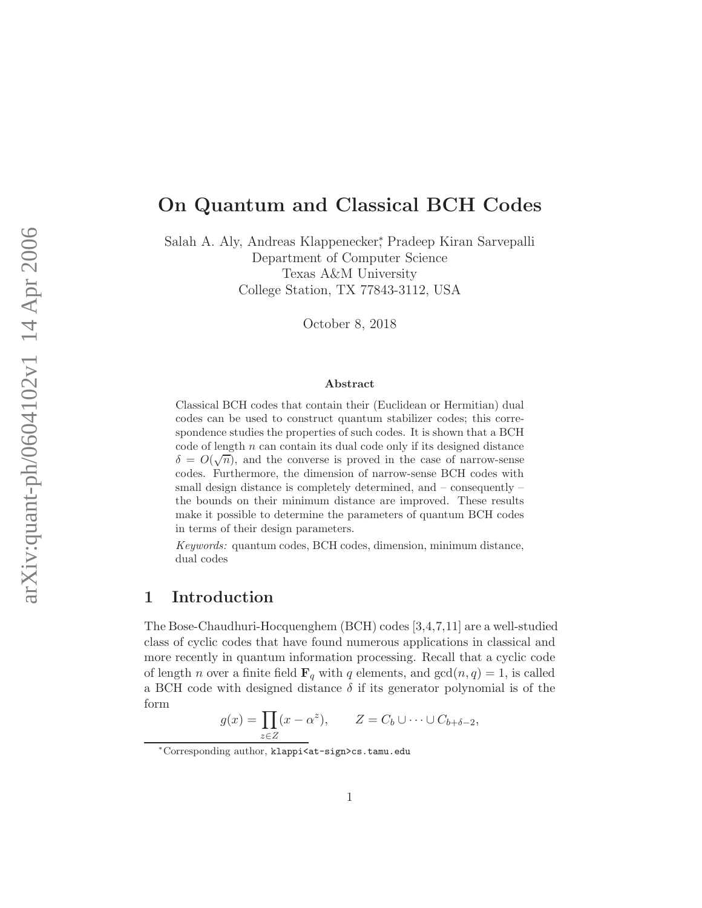# On Quantum and Classical BCH Codes

Salah A. Aly, Andreas Klappenecker[*], Pradeep Kiran Sarvepalli
Department of Computer Science
Texas A&M University
College Station, TX 77843-3112, USA

October 8, 2018

**Abstract**

Classical BCH codes that contain their (Euclidean or Hermitian) dual codes can be used to construct quantum stabilizer codes; this correspondence studies the properties of such codes. It is shown that a BCH code of length $n$ can contain its dual code only if its designed distance $\delta = O(\sqrt{n})$, and the converse is proved in the case of narrow-sense codes. Furthermore, the dimension of narrow-sense BCH codes with small design distance is completely determined, and – consequently – the bounds on their minimum distance are improved. These results make it possible to determine the parameters of quantum BCH codes in terms of their design parameters.

*Keywords:* quantum codes, BCH codes, dimension, minimum distance, dual codes

## 1 Introduction

The Bose-Chaudhuri-Hocquenghem (BCH) codes [3,4,7,11] are a well-studied class of cyclic codes that have found numerous applications in classical and more recently in quantum information processing. Recall that a cyclic code of length $n$ over a finite field $\mathbf{F}_q$ with $q$ elements, and $\gcd(n, q) = 1$, is called a BCH code with designed distance $\delta$ if its generator polynomial is of the form

$$g(x) = \prod_{z \in Z}(x - \alpha^z), \qquad Z = C_b \cup \cdots \cup C_{b+\delta-2},$$

[*] Corresponding author, klappi<at-sign>cs.tamu.edu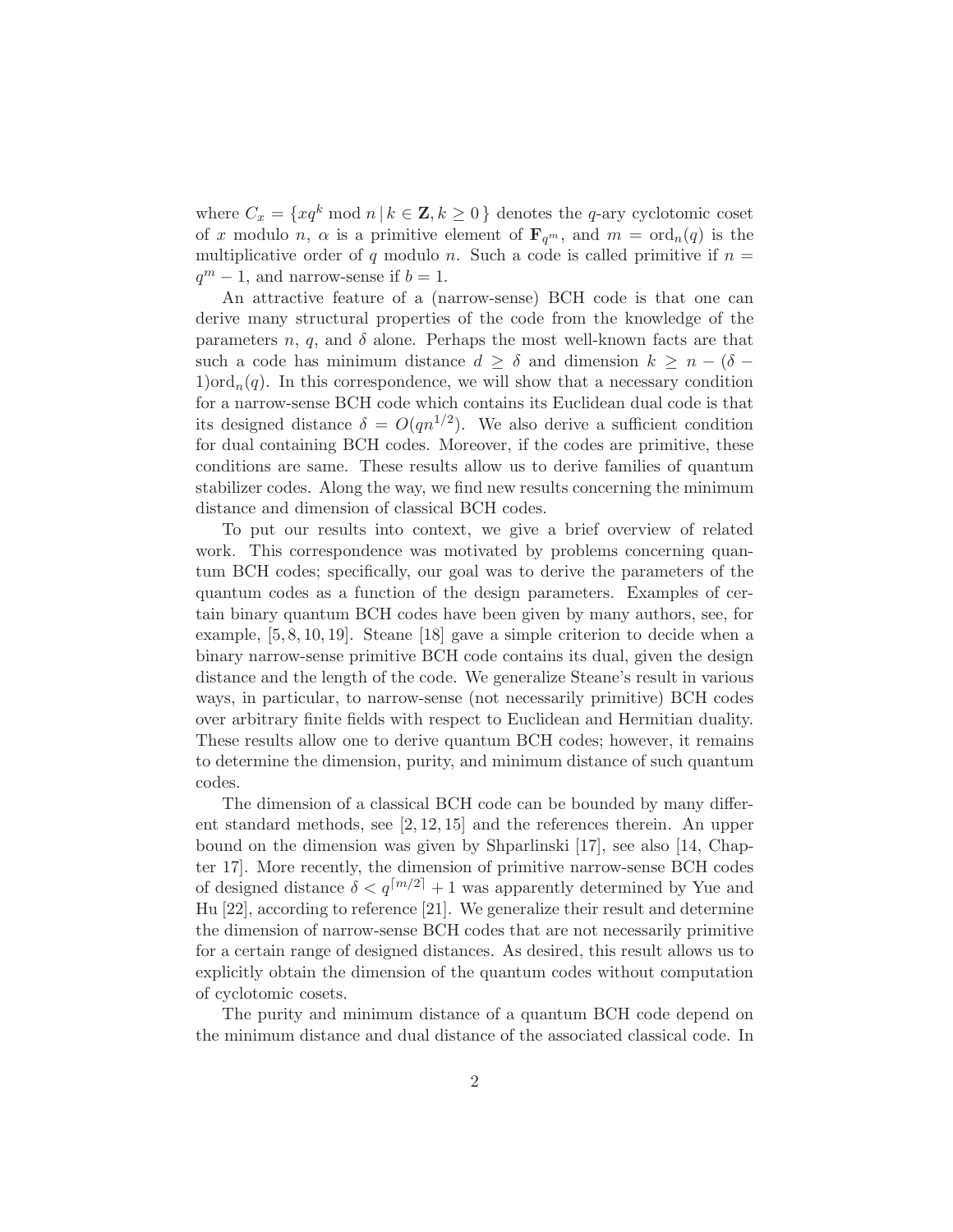where $C_x = \{xq^k \bmod n \mid k \in \mathbf{Z}, k \geq 0\}$ denotes the $q$-ary cyclotomic coset of $x$ modulo $n$, $\alpha$ is a primitive element of $\mathbf{F}_{q^m}$, and $m = \mathrm{ord}_n(q)$ is the multiplicative order of $q$ modulo $n$. Such a code is called primitive if $n = q^m - 1$, and narrow-sense if $b = 1$.

An attractive feature of a (narrow-sense) BCH code is that one can derive many structural properties of the code from the knowledge of the parameters $n$, $q$, and $\delta$ alone. Perhaps the most well-known facts are that such a code has minimum distance $d \geq \delta$ and dimension $k \geq n - (\delta - 1)\mathrm{ord}_n(q)$. In this correspondence, we will show that a necessary condition for a narrow-sense BCH code which contains its Euclidean dual code is that its designed distance $\delta = O(qn^{1/2})$. We also derive a sufficient condition for dual containing BCH codes. Moreover, if the codes are primitive, these conditions are same. These results allow us to derive families of quantum stabilizer codes. Along the way, we find new results concerning the minimum distance and dimension of classical BCH codes.

To put our results into context, we give a brief overview of related work. This correspondence was motivated by problems concerning quantum BCH codes; specifically, our goal was to derive the parameters of the quantum codes as a function of the design parameters. Examples of certain binary quantum BCH codes have been given by many authors, see, for example, [5, 8, 10, 19]. Steane [18] gave a simple criterion to decide when a binary narrow-sense primitive BCH code contains its dual, given the design distance and the length of the code. We generalize Steane's result in various ways, in particular, to narrow-sense (not necessarily primitive) BCH codes over arbitrary finite fields with respect to Euclidean and Hermitian duality. These results allow one to derive quantum BCH codes; however, it remains to determine the dimension, purity, and minimum distance of such quantum codes.

The dimension of a classical BCH code can be bounded by many different standard methods, see [2, 12, 15] and the references therein. An upper bound on the dimension was given by Shparlinski [17], see also [14, Chapter 17]. More recently, the dimension of primitive narrow-sense BCH codes of designed distance $\delta < q^{\lceil m/2 \rceil} + 1$ was apparently determined by Yue and Hu [22], according to reference [21]. We generalize their result and determine the dimension of narrow-sense BCH codes that are not necessarily primitive for a certain range of designed distances. As desired, this result allows us to explicitly obtain the dimension of the quantum codes without computation of cyclotomic cosets.

The purity and minimum distance of a quantum BCH code depend on the minimum distance and dual distance of the associated classical code. In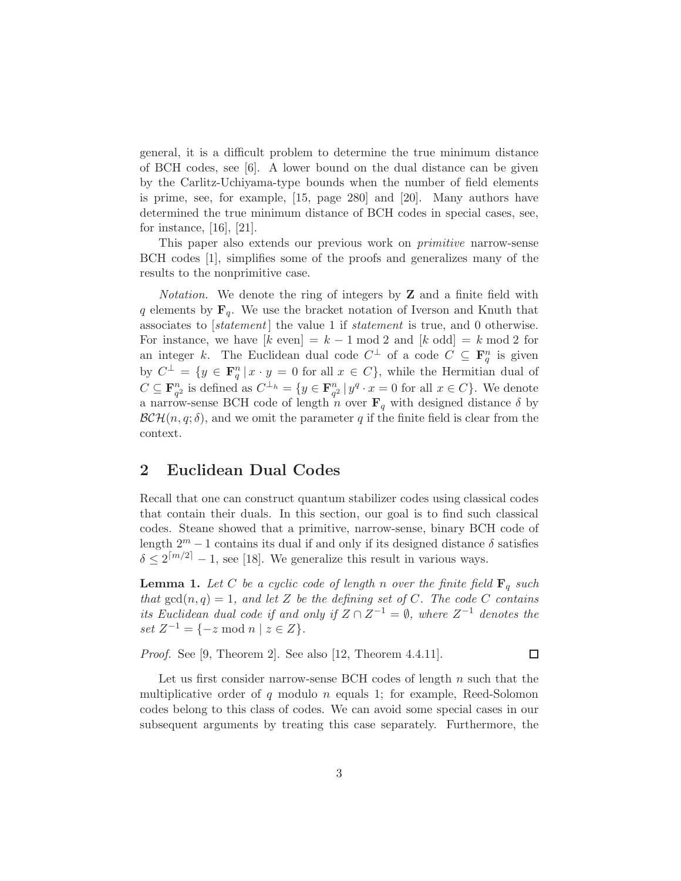general, it is a difficult problem to determine the true minimum distance of BCH codes, see [6]. A lower bound on the dual distance can be given by the Carlitz-Uchiyama-type bounds when the number of field elements is prime, see, for example, [15, page 280] and [20]. Many authors have determined the true minimum distance of BCH codes in special cases, see, for instance, [16], [21].

This paper also extends our previous work on *primitive* narrow-sense BCH codes [1], simplifies some of the proofs and generalizes many of the results to the nonprimitive case.

*Notation.* We denote the ring of integers by $\mathbf{Z}$ and a finite field with $q$ elements by $\mathbf{F}_q$. We use the bracket notation of Iverson and Knuth that associates to [*statement*] the value 1 if *statement* is true, and 0 otherwise. For instance, we have $[k \text{ even}] = k - 1 \bmod 2$ and $[k \text{ odd}] = k \bmod 2$ for an integer $k$. The Euclidean dual code $C^\perp$ of a code $C \subseteq \mathbf{F}_q^n$ is given by $C^\perp = \{y \in \mathbf{F}_q^n \,|\, x \cdot y = 0 \text{ for all } x \in C\}$, while the Hermitian dual of $C \subseteq \mathbf{F}_{q^2}^n$ is defined as $C^{\perp_h} = \{y \in \mathbf{F}_{q^2}^n \,|\, y^q \cdot x = 0 \text{ for all } x \in C\}$. We denote a narrow-sense BCH code of length $n$ over $\mathbf{F}_q$ with designed distance $\delta$ by $\mathcal{BCH}(n, q; \delta)$, and we omit the parameter $q$ if the finite field is clear from the context.

## 2 Euclidean Dual Codes

Recall that one can construct quantum stabilizer codes using classical codes that contain their duals. In this section, our goal is to find such classical codes. Steane showed that a primitive, narrow-sense, binary BCH code of length $2^m - 1$ contains its dual if and only if its designed distance $\delta$ satisfies $\delta \leq 2^{\lceil m/2 \rceil} - 1$, see [18]. We generalize this result in various ways.

**Lemma 1.** *Let $C$ be a cyclic code of length $n$ over the finite field $\mathbf{F}_q$ such that $\gcd(n, q) = 1$, and let $Z$ be the defining set of $C$. The code $C$ contains its Euclidean dual code if and only if $Z \cap Z^{-1} = \emptyset$, where $Z^{-1}$ denotes the set $Z^{-1} = \{-z \bmod n \mid z \in Z\}$.*

*Proof.* See [9, Theorem 2]. See also [12, Theorem 4.4.11]. □

Let us first consider narrow-sense BCH codes of length $n$ such that the multiplicative order of $q$ modulo $n$ equals 1; for example, Reed-Solomon codes belong to this class of codes. We can avoid some special cases in our subsequent arguments by treating this case separately. Furthermore, the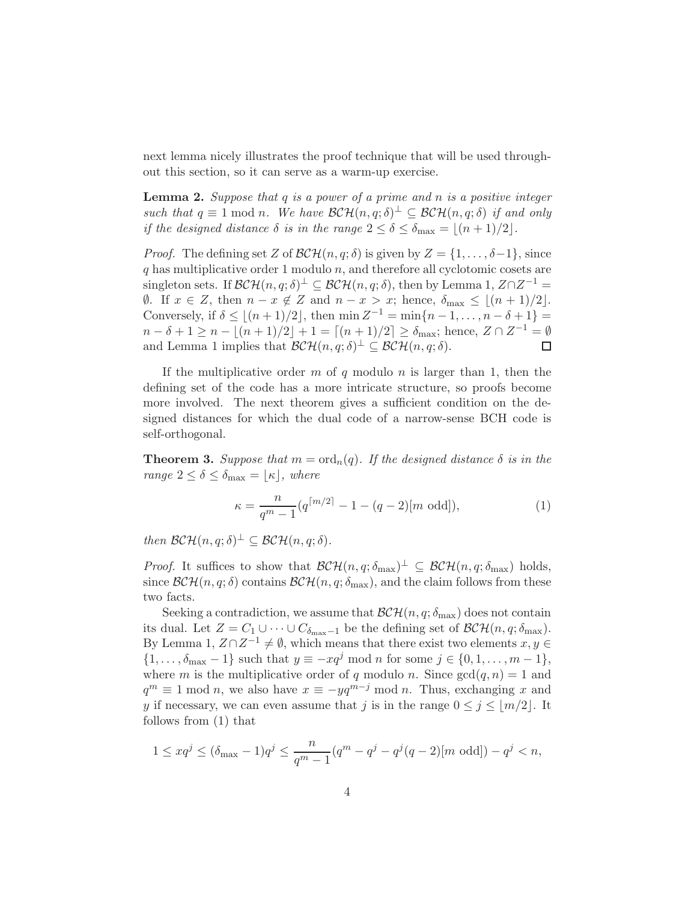next lemma nicely illustrates the proof technique that will be used throughout this section, so it can serve as a warm-up exercise.

**Lemma 2.** *Suppose that $q$ is a power of a prime and $n$ is a positive integer such that $q \equiv 1 \bmod n$. We have $\mathcal{BCH}(n, q; \delta)^\perp \subseteq \mathcal{BCH}(n, q; \delta)$ if and only if the designed distance $\delta$ is in the range $2 \leq \delta \leq \delta_{\max} = \lfloor (n+1)/2 \rfloor$.*

*Proof.* The defining set $Z$ of $\mathcal{BCH}(n, q; \delta)$ is given by $Z = \{1, \ldots, \delta-1\}$, since $q$ has multiplicative order 1 modulo $n$, and therefore all cyclotomic cosets are singleton sets. If $\mathcal{BCH}(n, q; \delta)^\perp \subseteq \mathcal{BCH}(n, q; \delta)$, then by Lemma 1, $Z \cap Z^{-1} = \emptyset$. If $x \in Z$, then $n - x \notin Z$ and $n - x > x$; hence, $\delta_{\max} \leq \lfloor (n+1)/2 \rfloor$. Conversely, if $\delta \leq \lfloor (n+1)/2 \rfloor$, then $\min Z^{-1} = \min\{n-1, \ldots, n-\delta+1\} = n - \delta + 1 \geq n - \lfloor (n+1)/2 \rfloor + 1 = \lceil (n+1)/2 \rceil \geq \delta_{\max}$; hence, $Z \cap Z^{-1} = \emptyset$ and Lemma 1 implies that $\mathcal{BCH}(n, q; \delta)^\perp \subseteq \mathcal{BCH}(n, q; \delta)$. $\square$

If the multiplicative order $m$ of $q$ modulo $n$ is larger than 1, then the defining set of the code has a more intricate structure, so proofs become more involved. The next theorem gives a sufficient condition on the designed distances for which the dual code of a narrow-sense BCH code is self-orthogonal.

**Theorem 3.** *Suppose that $m = \operatorname{ord}_n(q)$. If the designed distance $\delta$ is in the range $2 \leq \delta \leq \delta_{\max} = \lfloor \kappa \rfloor$, where*

$$\kappa = \frac{n}{q^m - 1}(q^{\lceil m/2 \rceil} - 1 - (q-2)[m \text{ odd}]), \tag{1}$$

*then $\mathcal{BCH}(n, q; \delta)^\perp \subseteq \mathcal{BCH}(n, q; \delta)$.*

*Proof.* It suffices to show that $\mathcal{BCH}(n, q; \delta_{\max})^\perp \subseteq \mathcal{BCH}(n, q; \delta_{\max})$ holds, since $\mathcal{BCH}(n, q; \delta)$ contains $\mathcal{BCH}(n, q; \delta_{\max})$, and the claim follows from these two facts.

Seeking a contradiction, we assume that $\mathcal{BCH}(n, q; \delta_{\max})$ does not contain its dual. Let $Z = C_1 \cup \cdots \cup C_{\delta_{\max}-1}$ be the defining set of $\mathcal{BCH}(n, q; \delta_{\max})$. By Lemma 1, $Z \cap Z^{-1} \neq \emptyset$, which means that there exist two elements $x, y \in \{1, \ldots, \delta_{\max} - 1\}$ such that $y \equiv -xq^j \bmod n$ for some $j \in \{0, 1, \ldots, m-1\}$, where $m$ is the multiplicative order of $q$ modulo $n$. Since $\gcd(q, n) = 1$ and $q^m \equiv 1 \bmod n$, we also have $x \equiv -yq^{m-j} \bmod n$. Thus, exchanging $x$ and $y$ if necessary, we can even assume that $j$ is in the range $0 \leq j \leq \lfloor m/2 \rfloor$. It follows from (1) that

$$1 \leq xq^j \leq (\delta_{\max} - 1)q^j \leq \frac{n}{q^m - 1}(q^m - q^j - q^j(q-2)[m \text{ odd}]) - q^j < n,$$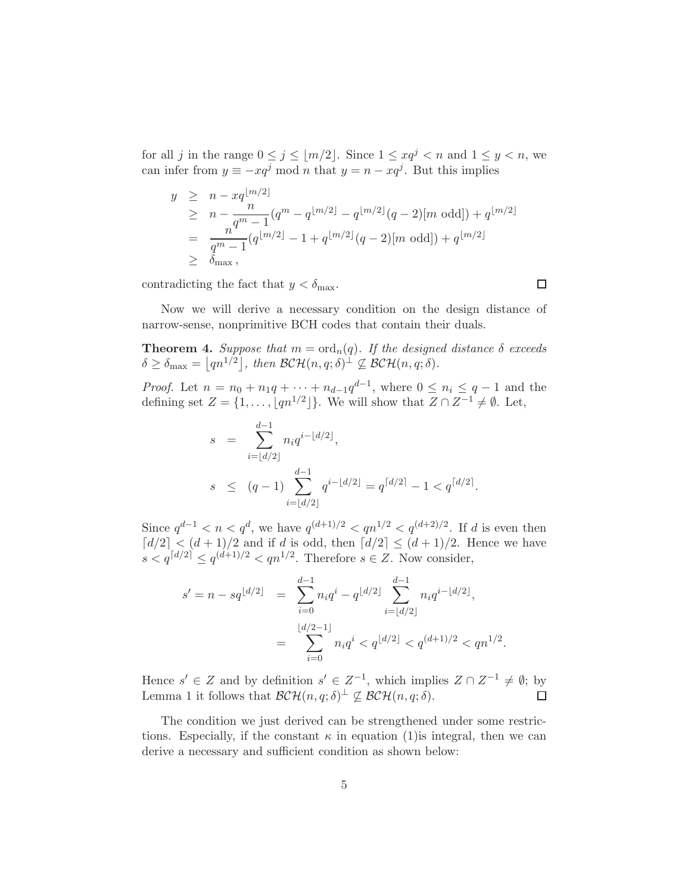for all $j$ in the range $0 \leq j \leq \lfloor m/2 \rfloor$. Since $1 \leq xq^j < n$ and $1 \leq y < n$, we can infer from $y \equiv -xq^j \bmod n$ that $y = n - xq^j$. But this implies

$$
\begin{aligned}
y &\geq n - xq^{\lfloor m/2 \rfloor} \\
&\geq n - \frac{n}{q^m - 1}(q^m - q^{\lfloor m/2 \rfloor} - q^{\lfloor m/2 \rfloor}(q-2)[m \text{ odd}]) + q^{\lfloor m/2 \rfloor} \\
&= \frac{n}{q^m - 1}(q^{\lfloor m/2 \rfloor} - 1 + q^{\lfloor m/2 \rfloor}(q-2)[m \text{ odd}]) + q^{\lfloor m/2 \rfloor} \\
&\geq \delta_{\max},
\end{aligned}
$$

contradicting the fact that $y < \delta_{\max}$. $\square$

Now we will derive a necessary condition on the design distance of narrow-sense, nonprimitive BCH codes that contain their duals.

**Theorem 4.** *Suppose that $m = \mathrm{ord}_n(q)$. If the designed distance $\delta$ exceeds $\delta \geq \delta_{\max} = \lfloor qn^{1/2} \rfloor$, then $\mathcal{BCH}(n, q; \delta)^\perp \not\subseteq \mathcal{BCH}(n, q; \delta)$.*

*Proof.* Let $n = n_0 + n_1 q + \cdots + n_{d-1} q^{d-1}$, where $0 \leq n_i \leq q - 1$ and the defining set $Z = \{1, \ldots, \lfloor qn^{1/2} \rfloor\}$. We will show that $Z \cap Z^{-1} \neq \emptyset$. Let,

$$
\begin{aligned}
s &= \sum_{i=\lfloor d/2 \rfloor}^{d-1} n_i q^{i - \lfloor d/2 \rfloor}, \\
s &\leq (q-1) \sum_{i=\lfloor d/2 \rfloor}^{d-1} q^{i - \lfloor d/2 \rfloor} = q^{\lceil d/2 \rceil} - 1 < q^{\lceil d/2 \rceil}.
\end{aligned}
$$

Since $q^{d-1} < n < q^d$, we have $q^{(d+1)/2} < qn^{1/2} < q^{(d+2)/2}$. If $d$ is even then $\lceil d/2 \rceil < (d+1)/2$ and if $d$ is odd, then $\lceil d/2 \rceil \leq (d+1)/2$. Hence we have $s < q^{\lceil d/2 \rceil} \leq q^{(d+1)/2} < qn^{1/2}$. Therefore $s \in Z$. Now consider,

$$
\begin{aligned}
s' = n - sq^{\lfloor d/2 \rfloor} &= \sum_{i=0}^{d-1} n_i q^i - q^{\lfloor d/2 \rfloor} \sum_{i=\lfloor d/2 \rfloor}^{d-1} n_i q^{i - \lfloor d/2 \rfloor}, \\
&= \sum_{i=0}^{\lfloor d/2 - 1 \rfloor} n_i q^i < q^{\lfloor d/2 \rfloor} < q^{(d+1)/2} < qn^{1/2}.
\end{aligned}
$$

Hence $s' \in Z$ and by definition $s' \in Z^{-1}$, which implies $Z \cap Z^{-1} \neq \emptyset$; by Lemma 1 it follows that $\mathcal{BCH}(n, q; \delta)^\perp \not\subseteq \mathcal{BCH}(n, q; \delta)$. $\square$

The condition we just derived can be strengthened under some restrictions. Especially, if the constant $\kappa$ in equation (1)is integral, then we can derive a necessary and sufficient condition as shown below: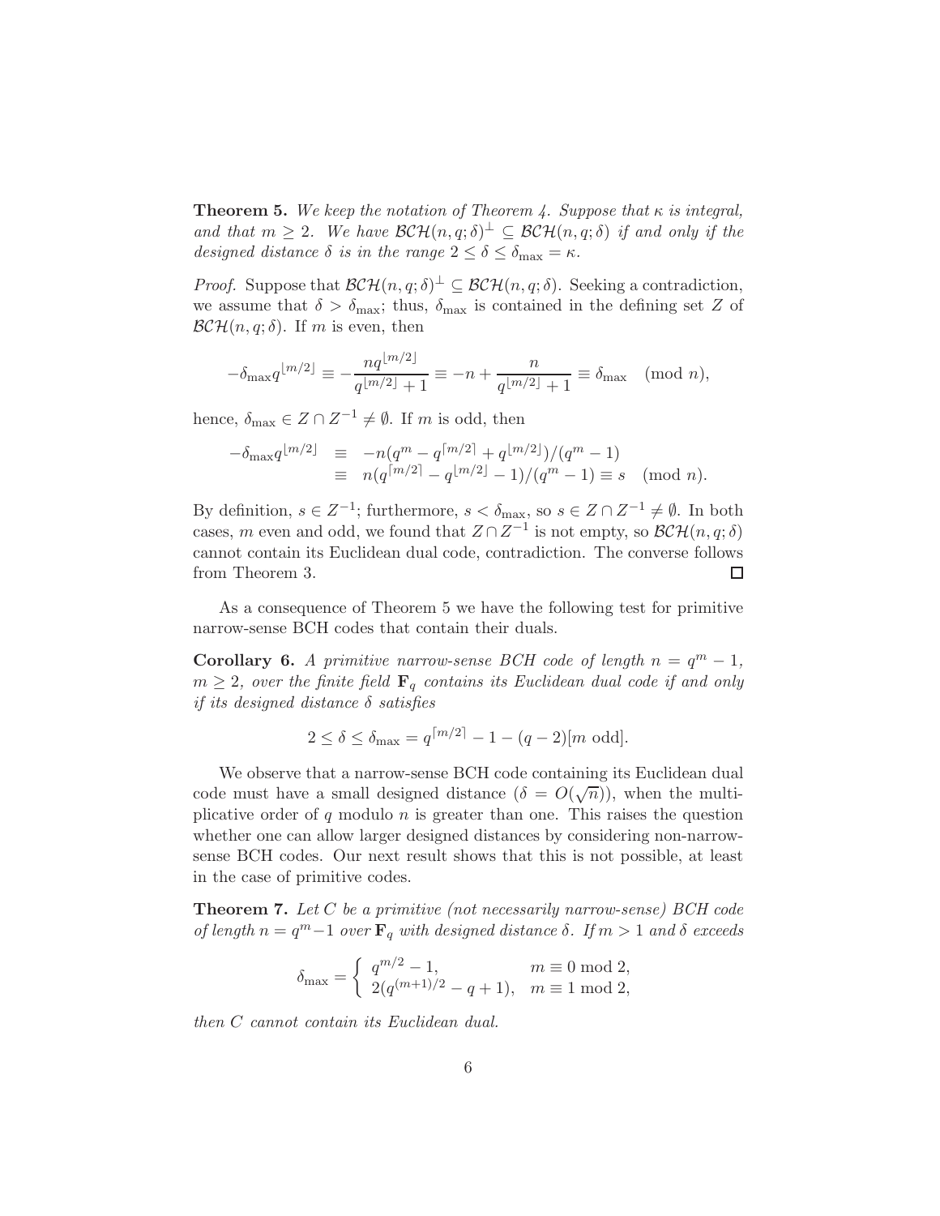**Theorem 5.** *We keep the notation of Theorem 4. Suppose that $\kappa$ is integral, and that $m \geq 2$. We have $\mathcal{BCH}(n, q; \delta)^\perp \subseteq \mathcal{BCH}(n, q; \delta)$ if and only if the designed distance $\delta$ is in the range $2 \leq \delta \leq \delta_{\max} = \kappa$.*

*Proof.* Suppose that $\mathcal{BCH}(n, q; \delta)^\perp \subseteq \mathcal{BCH}(n, q; \delta)$. Seeking a contradiction, we assume that $\delta > \delta_{\max}$; thus, $\delta_{\max}$ is contained in the defining set $Z$ of $\mathcal{BCH}(n, q; \delta)$. If $m$ is even, then

$$-\delta_{\max} q^{\lfloor m/2 \rfloor} \equiv -\frac{n q^{\lfloor m/2 \rfloor}}{q^{\lfloor m/2 \rfloor} + 1} \equiv -n + \frac{n}{q^{\lfloor m/2 \rfloor} + 1} \equiv \delta_{\max} \pmod{n},$$

hence, $\delta_{\max} \in Z \cap Z^{-1} \neq \emptyset$. If $m$ is odd, then

$$\begin{aligned} -\delta_{\max} q^{\lfloor m/2 \rfloor} &\equiv -n(q^m - q^{\lceil m/2 \rceil} + q^{\lfloor m/2 \rfloor})/(q^m - 1) \\ &\equiv n(q^{\lceil m/2 \rceil} - q^{\lfloor m/2 \rfloor} - 1)/(q^m - 1) \equiv s \pmod{n}. \end{aligned}$$

By definition, $s \in Z^{-1}$; furthermore, $s < \delta_{\max}$, so $s \in Z \cap Z^{-1} \neq \emptyset$. In both cases, $m$ even and odd, we found that $Z \cap Z^{-1}$ is not empty, so $\mathcal{BCH}(n, q; \delta)$ cannot contain its Euclidean dual code, contradiction. The converse follows from Theorem 3. $\square$

As a consequence of Theorem 5 we have the following test for primitive narrow-sense BCH codes that contain their duals.

**Corollary 6.** *A primitive narrow-sense BCH code of length $n = q^m - 1$, $m \geq 2$, over the finite field $\mathbf{F}_q$ contains its Euclidean dual code if and only if its designed distance $\delta$ satisfies*

$$2 \leq \delta \leq \delta_{\max} = q^{\lceil m/2 \rceil} - 1 - (q - 2)[m \text{ odd}].$$

We observe that a narrow-sense BCH code containing its Euclidean dual code must have a small designed distance ($\delta = O(\sqrt{n})$), when the multiplicative order of $q$ modulo $n$ is greater than one. This raises the question whether one can allow larger designed distances by considering non-narrow-sense BCH codes. Our next result shows that this is not possible, at least in the case of primitive codes.

**Theorem 7.** *Let $C$ be a primitive (not necessarily narrow-sense) BCH code of length $n = q^m - 1$ over $\mathbf{F}_q$ with designed distance $\delta$. If $m > 1$ and $\delta$ exceeds*

$$\delta_{\max} = \begin{cases} q^{m/2} - 1, & m \equiv 0 \bmod 2, \\ 2(q^{(m+1)/2} - q + 1), & m \equiv 1 \bmod 2, \end{cases}$$

*then $C$ cannot contain its Euclidean dual.*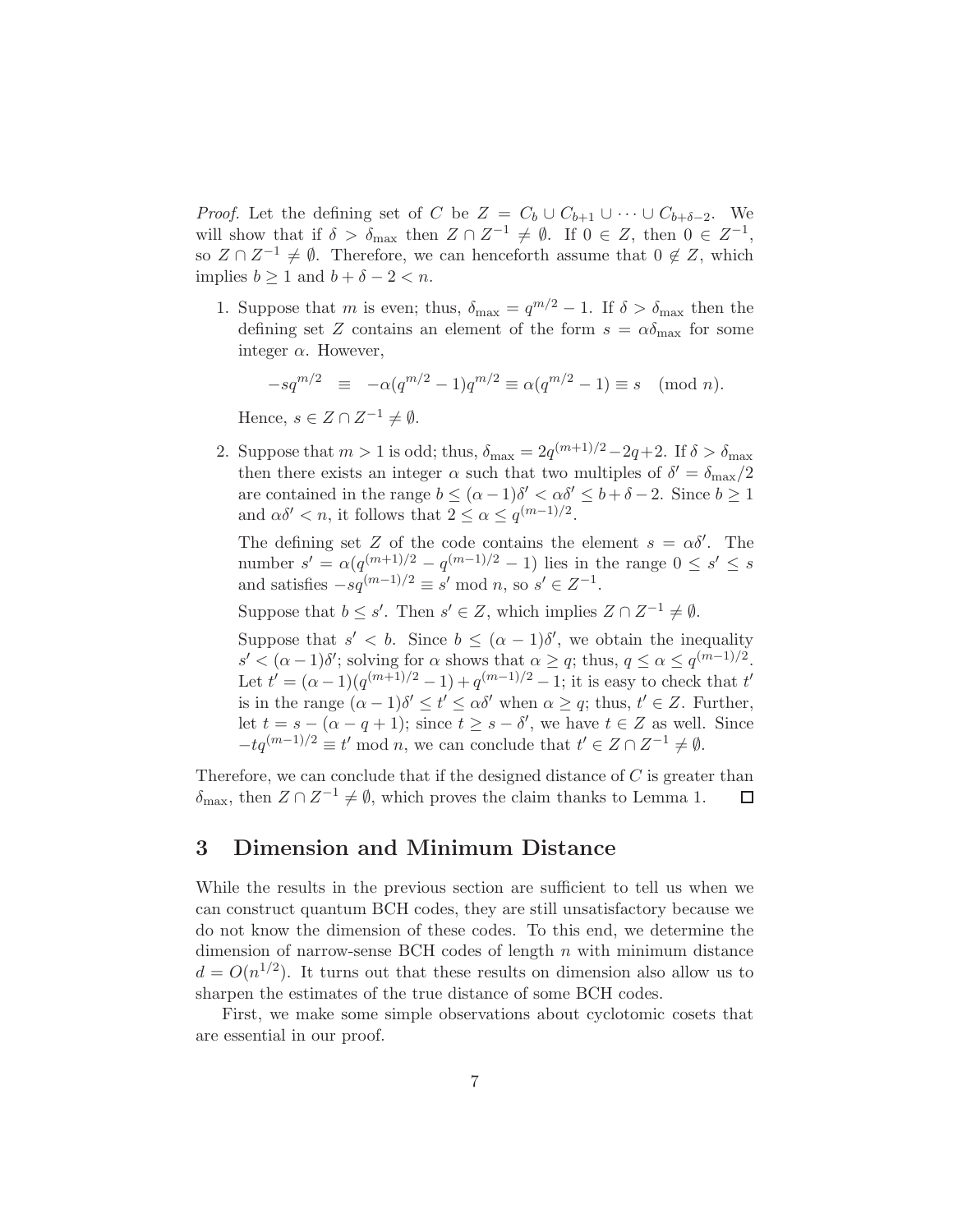*Proof.* Let the defining set of $C$ be $Z = C_b \cup C_{b+1} \cup \cdots \cup C_{b+\delta-2}$. We will show that if $\delta > \delta_{\max}$ then $Z \cap Z^{-1} \neq \emptyset$. If $0 \in Z$, then $0 \in Z^{-1}$, so $Z \cap Z^{-1} \neq \emptyset$. Therefore, we can henceforth assume that $0 \notin Z$, which implies $b \geq 1$ and $b + \delta - 2 < n$.

1. Suppose that $m$ is even; thus, $\delta_{\max} = q^{m/2} - 1$. If $\delta > \delta_{\max}$ then the defining set $Z$ contains an element of the form $s = \alpha\delta_{\max}$ for some integer $\alpha$. However,

   $$-sq^{m/2} \equiv -\alpha(q^{m/2}-1)q^{m/2} \equiv \alpha(q^{m/2}-1) \equiv s \pmod{n}.$$

   Hence, $s \in Z \cap Z^{-1} \neq \emptyset$.

2. Suppose that $m > 1$ is odd; thus, $\delta_{\max} = 2q^{(m+1)/2} - 2q + 2$. If $\delta > \delta_{\max}$ then there exists an integer $\alpha$ such that two multiples of $\delta' = \delta_{\max}/2$ are contained in the range $b \leq (\alpha-1)\delta' < \alpha\delta' \leq b + \delta - 2$. Since $b \geq 1$ and $\alpha\delta' < n$, it follows that $2 \leq \alpha \leq q^{(m-1)/2}$.

   The defining set $Z$ of the code contains the element $s = \alpha\delta'$. The number $s' = \alpha(q^{(m+1)/2} - q^{(m-1)/2} - 1)$ lies in the range $0 \leq s' \leq s$ and satisfies $-sq^{(m-1)/2} \equiv s' \bmod n$, so $s' \in Z^{-1}$.

   Suppose that $b \leq s'$. Then $s' \in Z$, which implies $Z \cap Z^{-1} \neq \emptyset$.

   Suppose that $s' < b$. Since $b \leq (\alpha-1)\delta'$, we obtain the inequality $s' < (\alpha-1)\delta'$; solving for $\alpha$ shows that $\alpha \geq q$; thus, $q \leq \alpha \leq q^{(m-1)/2}$. Let $t' = (\alpha-1)(q^{(m+1)/2} - 1) + q^{(m-1)/2} - 1$; it is easy to check that $t'$ is in the range $(\alpha-1)\delta' \leq t' \leq \alpha\delta'$ when $\alpha \geq q$; thus, $t' \in Z$. Further, let $t = s - (\alpha - q + 1)$; since $t \geq s - \delta'$, we have $t \in Z$ as well. Since $-tq^{(m-1)/2} \equiv t' \bmod n$, we can conclude that $t' \in Z \cap Z^{-1} \neq \emptyset$.

Therefore, we can conclude that if the desgined distance of $C$ is greater than $\delta_{\max}$, then $Z \cap Z^{-1} \neq \emptyset$, which proves the claim thanks to Lemma 1. □

## 3 Dimension and Minimum Distance

While the results in the previous section are sufficient to tell us when we can construct quantum BCH codes, they are still unsatisfactory because we do not know the dimension of these codes. To this end, we determine the dimension of narrow-sense BCH codes of length $n$ with minimum distance $d = O(n^{1/2})$. It turns out that these results on dimension also allow us to sharpen the estimates of the true distance of some BCH codes.

First, we make some simple observations about cyclotomic cosets that are essential in our proof.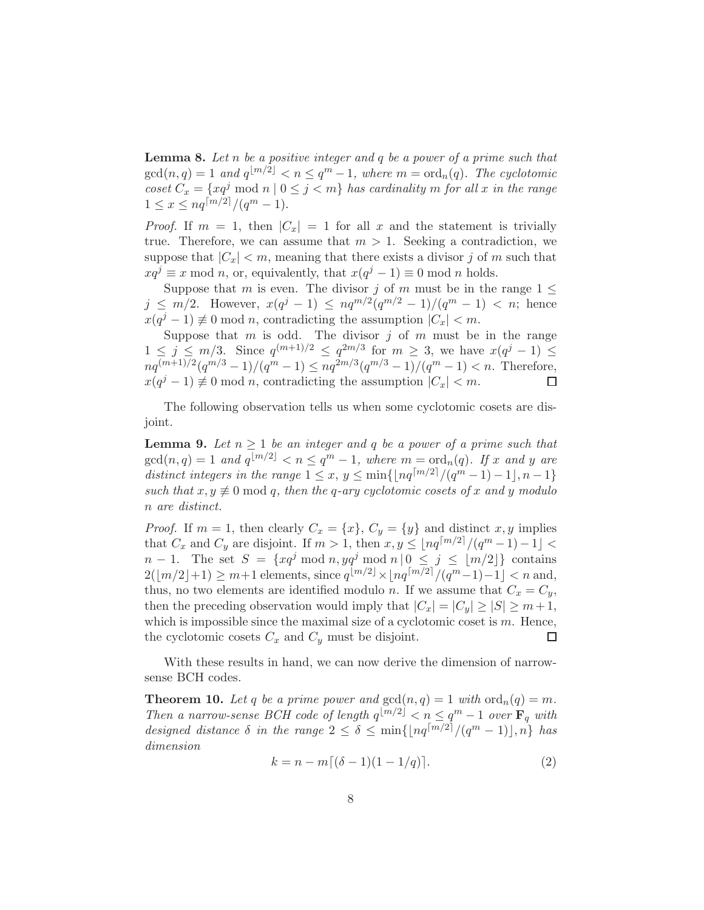**Lemma 8.** *Let $n$ be a positive integer and $q$ be a power of a prime such that $\gcd(n, q) = 1$ and $q^{\lfloor m/2 \rfloor} < n \leq q^m - 1$, where $m = \mathrm{ord}_n(q)$. The cyclotomic coset $C_x = \{xq^j \bmod n \mid 0 \leq j < m\}$ has cardinality $m$ for all $x$ in the range $1 \leq x \leq nq^{\lceil m/2 \rceil}/(q^m - 1)$.*

*Proof.* If $m = 1$, then $|C_x| = 1$ for all $x$ and the statement is trivially true. Therefore, we can assume that $m > 1$. Seeking a contradiction, we suppose that $|C_x| < m$, meaning that there exists a divisor $j$ of $m$ such that $xq^j \equiv x \bmod n$, or, equivalently, that $x(q^j - 1) \equiv 0 \bmod n$ holds.

Suppose that $m$ is even. The divisor $j$ of $m$ must be in the range $1 \leq j \leq m/2$. However, $x(q^j - 1) \leq nq^{m/2}(q^{m/2} - 1)/(q^m - 1) < n$; hence $x(q^j - 1) \not\equiv 0 \bmod n$, contradicting the assumption $|C_x| < m$.

Suppose that $m$ is odd. The divisor $j$ of $m$ must be in the range $1 \leq j \leq m/3$. Since $q^{(m+1)/2} \leq q^{2m/3}$ for $m \geq 3$, we have $x(q^j - 1) \leq nq^{(m+1)/2}(q^{m/3} - 1)/(q^m - 1) \leq nq^{2m/3}(q^{m/3} - 1)/(q^m - 1) < n$. Therefore, $x(q^j - 1) \not\equiv 0 \bmod n$, contradicting the assumption $|C_x| < m$. $\square$

The following observation tells us when some cyclotomic cosets are disjoint.

**Lemma 9.** *Let $n \geq 1$ be an integer and $q$ be a power of a prime such that $\gcd(n, q) = 1$ and $q^{\lfloor m/2 \rfloor} < n \leq q^m - 1$, where $m = \mathrm{ord}_n(q)$. If $x$ and $y$ are distinct integers in the range $1 \leq x, y \leq \min\{\lfloor nq^{\lceil m/2 \rceil}/(q^m - 1) - 1 \rfloor, n - 1\}$ such that $x, y \not\equiv 0 \bmod q$, then the $q$-ary cyclotomic cosets of $x$ and $y$ modulo $n$ are distinct.*

*Proof.* If $m = 1$, then clearly $C_x = \{x\}$, $C_y = \{y\}$ and distinct $x, y$ implies that $C_x$ and $C_y$ are disjoint. If $m > 1$, then $x, y \leq \lfloor nq^{\lceil m/2 \rceil}/(q^m - 1) - 1 \rfloor < n - 1$. The set $S = \{xq^j \bmod n, yq^j \bmod n \mid 0 \leq j \leq \lfloor m/2 \rfloor\}$ contains $2(\lfloor m/2 \rfloor + 1) \geq m + 1$ elements, since $q^{\lfloor m/2 \rfloor} \times \lfloor nq^{\lceil m/2 \rceil}/(q^m - 1) - 1 \rfloor < n$ and, thus, no two elements are identified modulo $n$. If we assume that $C_x = C_y$, then the preceding observation would imply that $|C_x| = |C_y| \geq |S| \geq m + 1$, which is impossible since the maximal size of a cyclotomic coset is $m$. Hence, the cyclotomic cosets $C_x$ and $C_y$ must be disjoint. $\square$

With these results in hand, we can now derive the dimension of narrow-sense BCH codes.

**Theorem 10.** *Let $q$ be a prime power and $\gcd(n, q) = 1$ with $\mathrm{ord}_n(q) = m$. Then a narrow-sense BCH code of length $q^{\lfloor m/2 \rfloor} < n \leq q^m - 1$ over $\mathbf{F}_q$ with designed distance $\delta$ in the range $2 \leq \delta \leq \min\{\lfloor nq^{\lceil m/2 \rceil}/(q^m - 1) \rfloor, n\}$ has dimension*

$$k = n - m\lceil (\delta - 1)(1 - 1/q) \rceil. \tag{2}$$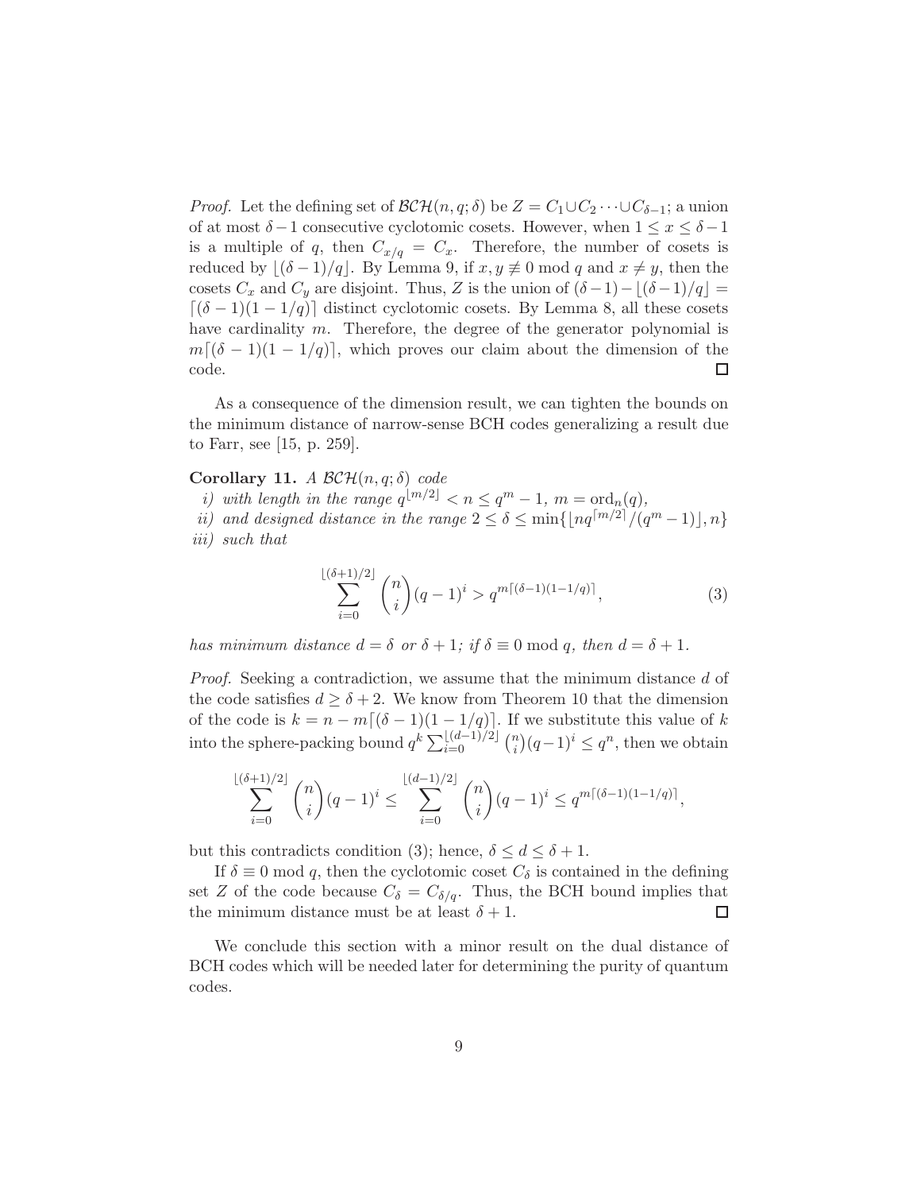*Proof.* Let the defining set of $\mathcal{BCH}(n, q; \delta)$ be $Z = C_1 \cup C_2 \cdots \cup C_{\delta-1}$; a union of at most $\delta - 1$ consecutive cyclotomic cosets. However, when $1 \leq x \leq \delta - 1$ is a multiple of $q$, then $C_{x/q} = C_x$. Therefore, the number of cosets is reduced by $\lfloor(\delta-1)/q\rfloor$. By Lemma 9, if $x, y \not\equiv 0 \bmod q$ and $x \neq y$, then the cosets $C_x$ and $C_y$ are disjoint. Thus, $Z$ is the union of $(\delta-1) - \lfloor(\delta-1)/q\rfloor = \lceil(\delta-1)(1-1/q)\rceil$ distinct cyclotomic cosets. By Lemma 8, all these cosets have cardinality $m$. Therefore, the degree of the generator polynomial is $m\lceil(\delta-1)(1-1/q)\rceil$, which proves our claim about the dimension of the code. □

As a consequence of the dimension result, we can tighten the bounds on the minimum distance of narrow-sense BCH codes generalizing a result due to Farr, see [15, p. 259].

**Corollary 11.** *A $\mathcal{BCH}(n, q; \delta)$ code*

*i) with length in the range $q^{\lfloor m/2 \rfloor} < n \leq q^m - 1$, $m = \operatorname{ord}_n(q)$,*

*ii) and designed distance in the range $2 \leq \delta \leq \min\{\lfloor nq^{\lceil m/2 \rceil}/(q^m-1)\rfloor, n\}$*

*iii) such that*

$$\sum_{i=0}^{\lfloor(\delta+1)/2\rfloor} \binom{n}{i}(q-1)^i > q^{m\lceil(\delta-1)(1-1/q)\rceil}, \tag{3}$$

*has minimum distance $d = \delta$ or $\delta + 1$; if $\delta \equiv 0 \bmod q$, then $d = \delta + 1$.*

*Proof.* Seeking a contradiction, we assume that the minimum distance $d$ of the code satisfies $d \geq \delta + 2$. We know from Theorem 10 that the dimension of the code is $k = n - m\lceil(\delta-1)(1-1/q)\rceil$. If we substitute this value of $k$ into the sphere-packing bound $q^k \sum_{i=0}^{\lfloor(d-1)/2\rfloor} \binom{n}{i}(q-1)^i \leq q^n$, then we obtain

$$\sum_{i=0}^{\lfloor(\delta+1)/2\rfloor} \binom{n}{i}(q-1)^i \leq \sum_{i=0}^{\lfloor(d-1)/2\rfloor} \binom{n}{i}(q-1)^i \leq q^{m\lceil(\delta-1)(1-1/q)\rceil},$$

but this contradicts condition (3); hence, $\delta \leq d \leq \delta + 1$.

If $\delta \equiv 0 \bmod q$, then the cyclotomic coset $C_\delta$ is contained in the defining set $Z$ of the code because $C_\delta = C_{\delta/q}$. Thus, the BCH bound implies that the minimum distance must be at least $\delta + 1$. □

We conclude this section with a minor result on the dual distance of BCH codes which will be needed later for determining the purity of quantum codes.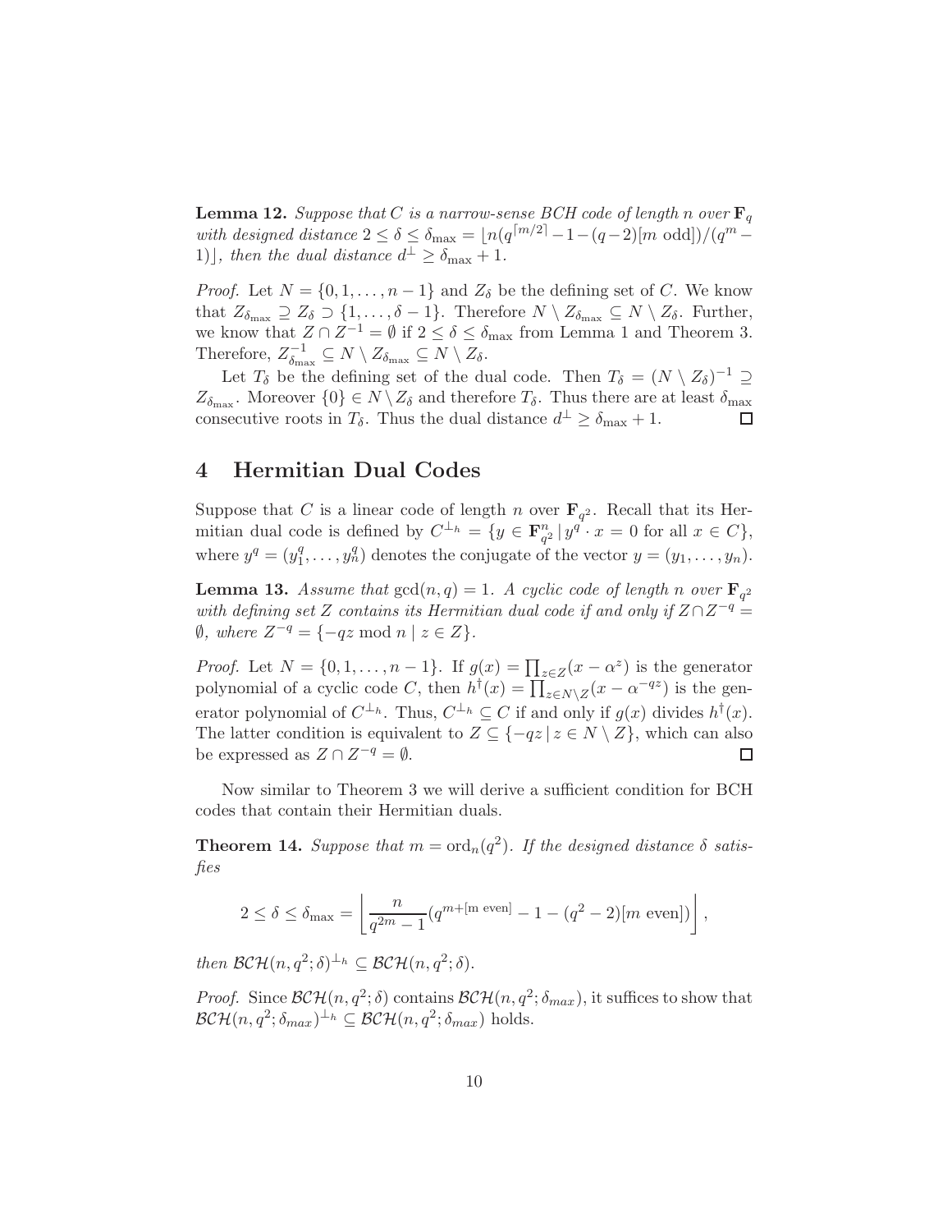**Lemma 12.** *Suppose that $C$ is a narrow-sense BCH code of length $n$ over $\mathbf{F}_q$ with designed distance $2 \leq \delta \leq \delta_{\max} = \lfloor n(q^{\lceil m/2 \rceil} - 1 - (q-2)[m \text{ odd}])/(q^m - 1)\rfloor$, then the dual distance $d^{\perp} \geq \delta_{\max} + 1$.*

*Proof.* Let $N = \{0, 1, \ldots, n-1\}$ and $Z_\delta$ be the defining set of $C$. We know that $Z_{\delta_{\max}} \supseteq Z_\delta \supset \{1, \ldots, \delta - 1\}$. Therefore $N \setminus Z_{\delta_{\max}} \subseteq N \setminus Z_\delta$. Further, we know that $Z \cap Z^{-1} = \emptyset$ if $2 \leq \delta \leq \delta_{\max}$ from Lemma 1 and Theorem 3. Therefore, $Z_{\delta_{\max}}^{-1} \subseteq N \setminus Z_{\delta_{\max}} \subseteq N \setminus Z_\delta$.

Let $T_\delta$ be the defining set of the dual code. Then $T_\delta = (N \setminus Z_\delta)^{-1} \supseteq Z_{\delta_{\max}}$. Moreover $\{0\} \in N \setminus Z_\delta$ and therefore $T_\delta$. Thus there are at least $\delta_{\max}$ consecutive roots in $T_\delta$. Thus the dual distance $d^{\perp} \geq \delta_{\max} + 1$. $\square$

## 4 Hermitian Dual Codes

Suppose that $C$ is a linear code of length $n$ over $\mathbf{F}_{q^2}$. Recall that its Hermitian dual code is defined by $C^{\perp_h} = \{y \in \mathbf{F}_{q^2}^n \,|\, y^q \cdot x = 0 \text{ for all } x \in C\}$, where $y^q = (y_1^q, \ldots, y_n^q)$ denotes the conjugate of the vector $y = (y_1, \ldots, y_n)$.

**Lemma 13.** *Assume that $\gcd(n, q) = 1$. A cyclic code of length $n$ over $\mathbf{F}_{q^2}$ with defining set $Z$ contains its Hermitian dual code if and only if $Z \cap Z^{-q} = \emptyset$, where $Z^{-q} = \{-qz \bmod n \mid z \in Z\}$.*

*Proof.* Let $N = \{0, 1, \ldots, n-1\}$. If $g(x) = \prod_{z \in Z}(x - \alpha^z)$ is the generator polynomial of a cyclic code $C$, then $h^\dagger(x) = \prod_{z \in N \setminus Z}(x - \alpha^{-qz})$ is the generator polynomial of $C^{\perp_h}$. Thus, $C^{\perp_h} \subseteq C$ if and only if $g(x)$ divides $h^\dagger(x)$. The latter condition is equivalent to $Z \subseteq \{-qz \,|\, z \in N \setminus Z\}$, which can also be expressed as $Z \cap Z^{-q} = \emptyset$. $\square$

Now similar to Theorem 3 we will derive a sufficient condition for BCH codes that contain their Hermitian duals.

**Theorem 14.** *Suppose that $m = \operatorname{ord}_n(q^2)$. If the designed distance $\delta$ satisfies*

$$2 \leq \delta \leq \delta_{\max} = \left\lfloor \frac{n}{q^{2m} - 1}(q^{m + [m \text{ even}]} - 1 - (q^2 - 2)[m \text{ even}]) \right\rfloor,$$

*then $\mathcal{BCH}(n, q^2; \delta)^{\perp_h} \subseteq \mathcal{BCH}(n, q^2; \delta)$.*

*Proof.* Since $\mathcal{BCH}(n, q^2; \delta)$ contains $\mathcal{BCH}(n, q^2; \delta_{max})$, it suffices to show that $\mathcal{BCH}(n, q^2; \delta_{max})^{\perp_h} \subseteq \mathcal{BCH}(n, q^2; \delta_{max})$ holds.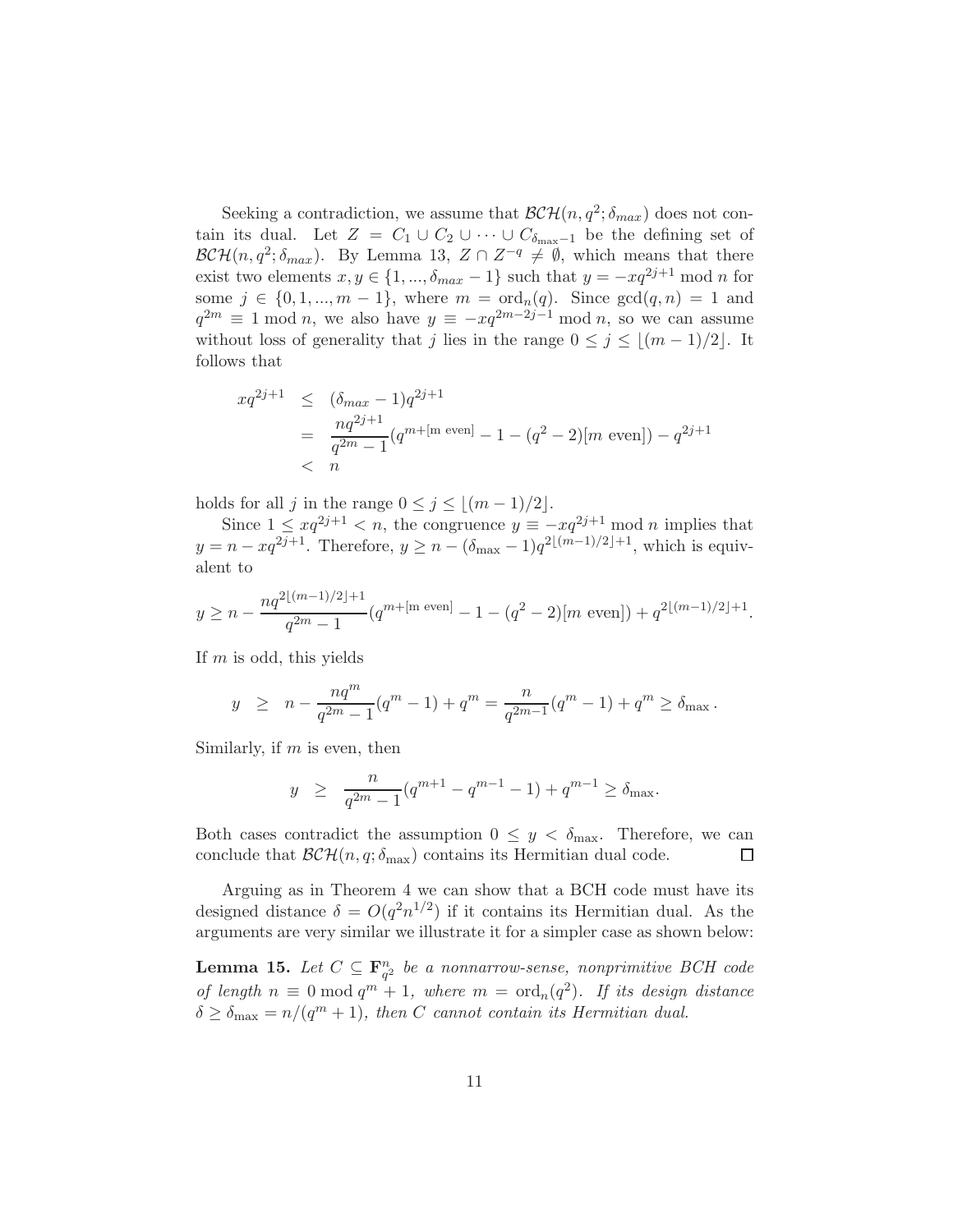Seeking a contradiction, we assume that $\mathcal{BCH}(n, q^2; \delta_{max})$ does not contain its dual. Let $Z = C_1 \cup C_2 \cup \cdots \cup C_{\delta_{\max}-1}$ be the defining set of $\mathcal{BCH}(n, q^2; \delta_{max})$. By Lemma 13, $Z \cap Z^{-q} \neq \emptyset$, which means that there exist two elements $x, y \in \{1, ..., \delta_{max} - 1\}$ such that $y = -xq^{2j+1} \bmod n$ for some $j \in \{0, 1, ..., m-1\}$, where $m = \operatorname{ord}_n(q)$. Since $\gcd(q, n) = 1$ and $q^{2m} \equiv 1 \bmod n$, we also have $y \equiv -xq^{2m-2j-1} \bmod n$, so we can assume without loss of generality that $j$ lies in the range $0 \leq j \leq \lfloor (m-1)/2 \rfloor$. It follows that

$$
\begin{aligned}
xq^{2j+1} &\leq (\delta_{max} - 1)q^{2j+1} \\
&= \frac{nq^{2j+1}}{q^{2m}-1}(q^{m+[\text{m even}]} - 1 - (q^2-2)[m \text{ even}]) - q^{2j+1} \\
&< n
\end{aligned}
$$

holds for all $j$ in the range $0 \leq j \leq \lfloor (m-1)/2 \rfloor$.

Since $1 \leq xq^{2j+1} < n$, the congruence $y \equiv -xq^{2j+1} \bmod n$ implies that $y = n - xq^{2j+1}$. Therefore, $y \geq n - (\delta_{\max} - 1)q^{2\lfloor (m-1)/2 \rfloor + 1}$, which is equivalent to

$$
y \geq n - \frac{nq^{2\lfloor (m-1)/2 \rfloor + 1}}{q^{2m}-1}(q^{m+[\text{m even}]} - 1 - (q^2-2)[m \text{ even}]) + q^{2\lfloor (m-1)/2 \rfloor + 1}.
$$

If $m$ is odd, this yields

$$
y \;\; \geq \;\; n - \frac{nq^m}{q^{2m}-1}(q^m - 1) + q^m = \frac{n}{q^{2m-1}}(q^m - 1) + q^m \geq \delta_{\max}\,.
$$

Similarly, if $m$ is even, then

$$
y \;\; \geq \;\; \frac{n}{q^{2m}-1}(q^{m+1} - q^{m-1} - 1) + q^{m-1} \geq \delta_{\max}.
$$

Both cases contradict the assumption $0 \leq y < \delta_{\max}$. Therefore, we can conclude that $\mathcal{BCH}(n, q; \delta_{\max})$ contains its Hermitian dual code. $\square$

Arguing as in Theorem 4 we can show that a BCH code must have its designed distance $\delta = O(q^2 n^{1/2})$ if it contains its Hermitian dual. As the arguments are very similar we illustrate it for a simpler case as shown below:

**Lemma 15.** *Let $C \subseteq \mathbf{F}_{q^2}^n$ be a nonnarrow-sense, nonprimitive BCH code of length $n \equiv 0 \bmod q^m + 1$, where $m = \operatorname{ord}_n(q^2)$. If its design distance $\delta \geq \delta_{\max} = n/(q^m + 1)$, then $C$ cannot contain its Hermitian dual.*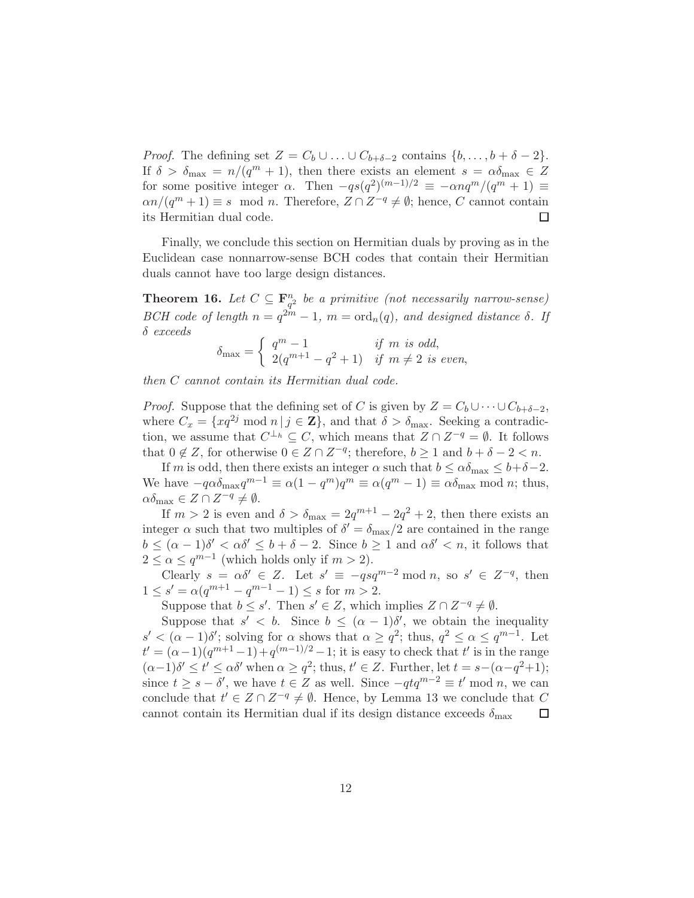*Proof.* The defining set $Z = C_b \cup \ldots \cup C_{b+\delta-2}$ contains $\{b, \ldots, b+\delta-2\}$. If $\delta > \delta_{\max} = n/(q^m+1)$, then there exists an element $s = \alpha\delta_{\max} \in Z$ for some positive integer $\alpha$. Then $-qs(q^2)^{(m-1)/2} \equiv -\alpha n q^m/(q^m+1) \equiv \alpha n/(q^m+1) \equiv s \mod n$. Therefore, $Z \cap Z^{-q} \neq \emptyset$; hence, $C$ cannot contain its Hermitian dual code. $\square$

Finally, we conclude this section on Hermitian duals by proving as in the Euclidean case nonnarrow-sense BCH codes that contain their Hermitian duals cannot have too large design distances.

**Theorem 16.** *Let $C \subseteq \mathbf{F}_{q^2}^n$ be a primitive (not necessarily narrow-sense) BCH code of length $n = q^{2m}-1$, $m = \mathrm{ord}_n(q)$, and designed distance $\delta$. If $\delta$ exceeds*

$$\delta_{\max} = \begin{cases} q^m - 1 & \text{if } m \text{ is odd,} \\ 2(q^{m+1} - q^2 + 1) & \text{if } m \neq 2 \text{ is even,} \end{cases}$$

*then $C$ cannot contain its Hermitian dual code.*

*Proof.* Suppose that the defining set of $C$ is given by $Z = C_b \cup \cdots \cup C_{b+\delta-2}$, where $C_x = \{xq^{2j} \bmod n \,|\, j \in \mathbf{Z}\}$, and that $\delta > \delta_{\max}$. Seeking a contradiction, we assume that $C^{\perp_h} \subseteq C$, which means that $Z \cap Z^{-q} = \emptyset$. It follows that $0 \notin Z$, for otherwise $0 \in Z \cap Z^{-q}$; therefore, $b \geq 1$ and $b + \delta - 2 < n$.

If $m$ is odd, then there exists an integer $\alpha$ such that $b \leq \alpha\delta_{\max} \leq b+\delta-2$. We have $-q\alpha\delta_{\max}q^{m-1} \equiv \alpha(1-q^m)q^m \equiv \alpha(q^m-1) \equiv \alpha\delta_{\max} \bmod n$; thus, $\alpha\delta_{\max} \in Z \cap Z^{-q} \neq \emptyset$.

If $m > 2$ is even and $\delta > \delta_{\max} = 2q^{m+1} - 2q^2 + 2$, then there exists an integer $\alpha$ such that two multiples of $\delta' = \delta_{\max}/2$ are contained in the range $b \leq (\alpha-1)\delta' < \alpha\delta' \leq b+\delta-2$. Since $b \geq 1$ and $\alpha\delta' < n$, it follows that $2 \leq \alpha \leq q^{m-1}$ (which holds only if $m > 2$).

Clearly $s = \alpha\delta' \in Z$. Let $s' \equiv -qsq^{m-2} \bmod n$, so $s' \in Z^{-q}$, then $1 \leq s' = \alpha(q^{m+1} - q^{m-1} - 1) \leq s$ for $m > 2$.

Suppose that $b \leq s'$. Then $s' \in Z$, which implies $Z \cap Z^{-q} \neq \emptyset$.

Suppose that $s' < b$. Since $b \leq (\alpha-1)\delta'$, we obtain the inequality $s' < (\alpha-1)\delta'$; solving for $\alpha$ shows that $\alpha \geq q^2$; thus, $q^2 \leq \alpha \leq q^{m-1}$. Let $t' = (\alpha-1)(q^{m+1}-1) + q^{(m-1)/2} - 1$; it is easy to check that $t'$ is in the range $(\alpha-1)\delta' \leq t' \leq \alpha\delta'$ when $\alpha \geq q^2$; thus, $t' \in Z$. Further, let $t = s - (\alpha - q^2 + 1)$; since $t \geq s - \delta'$, we have $t \in Z$ as well. Since $-qtq^{m-2} \equiv t' \bmod n$, we can conclude that $t' \in Z \cap Z^{-q} \neq \emptyset$. Hence, by Lemma 13 we conclude that $C$ cannot contain its Hermitian dual if its design distance exceeds $\delta_{\max}$ $\square$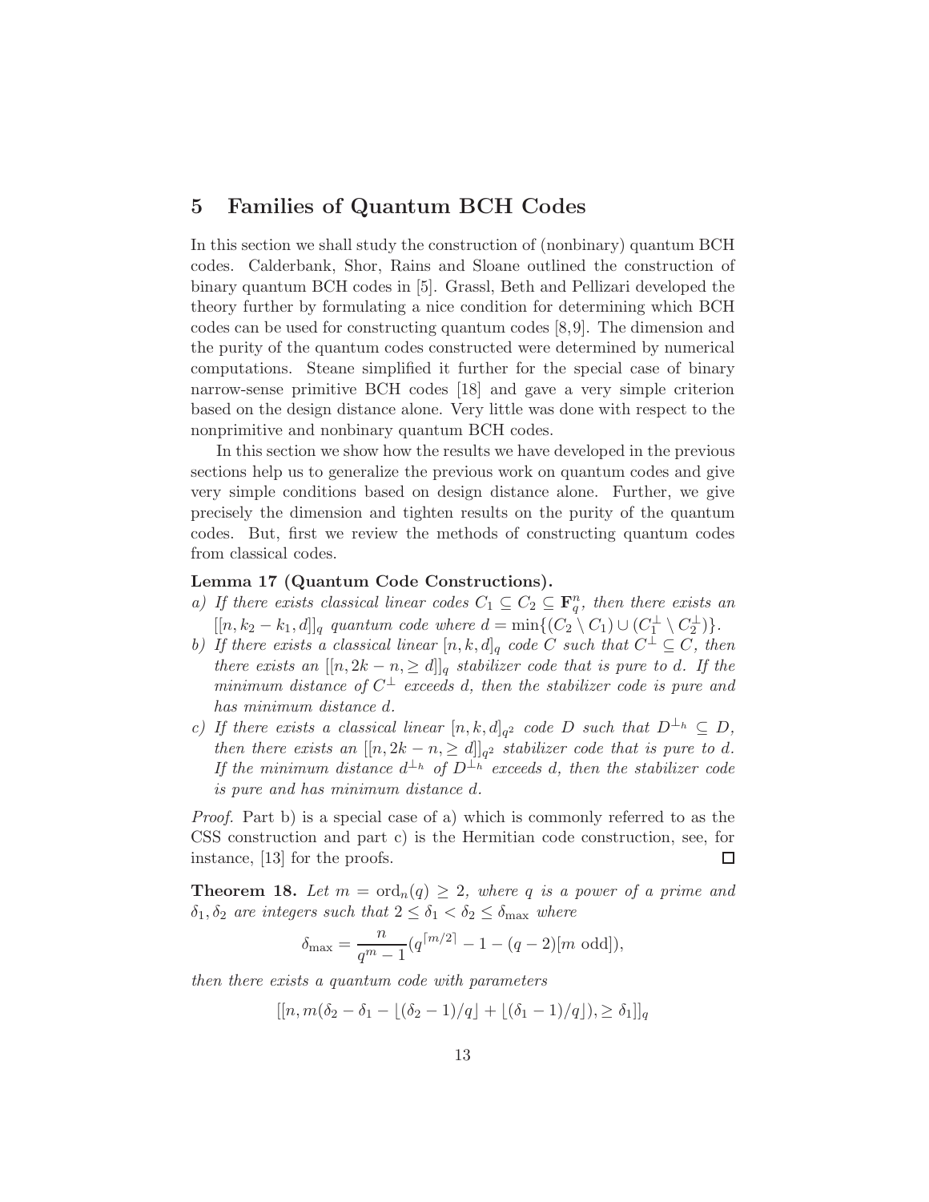## 5 Families of Quantum BCH Codes

In this section we shall study the construction of (nonbinary) quantum BCH codes. Calderbank, Shor, Rains and Sloane outlined the construction of binary quantum BCH codes in [5]. Grassl, Beth and Pellizari developed the theory further by formulating a nice condition for determining which BCH codes can be used for constructing quantum codes [8,9]. The dimension and the purity of the quantum codes constructed were determined by numerical computations. Steane simplified it further for the special case of binary narrow-sense primitive BCH codes [18] and gave a very simple criterion based on the design distance alone. Very little was done with respect to the nonprimitive and nonbinary quantum BCH codes.

In this section we show how the results we have developed in the previous sections help us to generalize the previous work on quantum codes and give very simple conditions based on design distance alone. Further, we give precisely the dimension and tighten results on the purity of the quantum codes. But, first we review the methods of constructing quantum codes from classical codes.

**Lemma 17 (Quantum Code Constructions).**
*a) If there exists classical linear codes $C_1 \subseteq C_2 \subseteq \mathbf{F}_q^n$, then there exists an $[[n, k_2 - k_1, d]]_q$ quantum code where $d = \min\{(C_2 \setminus C_1) \cup (C_1^\perp \setminus C_2^\perp)\}$.*
*b) If there exists a classical linear $[n, k, d]_q$ code $C$ such that $C^\perp \subseteq C$, then there exists an $[[n, 2k - n, \geq d]]_q$ stabilizer code that is pure to $d$. If the minimum distance of $C^\perp$ exceeds $d$, then the stabilizer code is pure and has minimum distance $d$.*
*c) If there exists a classical linear $[n, k, d]_{q^2}$ code $D$ such that $D^{\perp_h} \subseteq D$, then there exists an $[[n, 2k - n, \geq d]]_{q^2}$ stabilizer code that is pure to $d$. If the minimum distance $d^{\perp_h}$ of $D^{\perp_h}$ exceeds $d$, then the stabilizer code is pure and has minimum distance $d$.*

*Proof.* Part b) is a special case of a) which is commonly referred to as the CSS construction and part c) is the Hermitian code construction, see, for instance, [13] for the proofs. □

**Theorem 18.** *Let $m = \operatorname{ord}_n(q) \geq 2$, where $q$ is a power of a prime and $\delta_1, \delta_2$ are integers such that $2 \leq \delta_1 < \delta_2 \leq \delta_{\max}$ where*

$$\delta_{\max} = \frac{n}{q^m - 1}(q^{\lceil m/2 \rceil} - 1 - (q-2)[m \text{ odd}]),$$

*then there exists a quantum code with parameters*

$$[[n, m(\delta_2 - \delta_1 - \lfloor(\delta_2 - 1)/q\rfloor + \lfloor(\delta_1 - 1)/q\rfloor), \geq \delta_1]]_q$$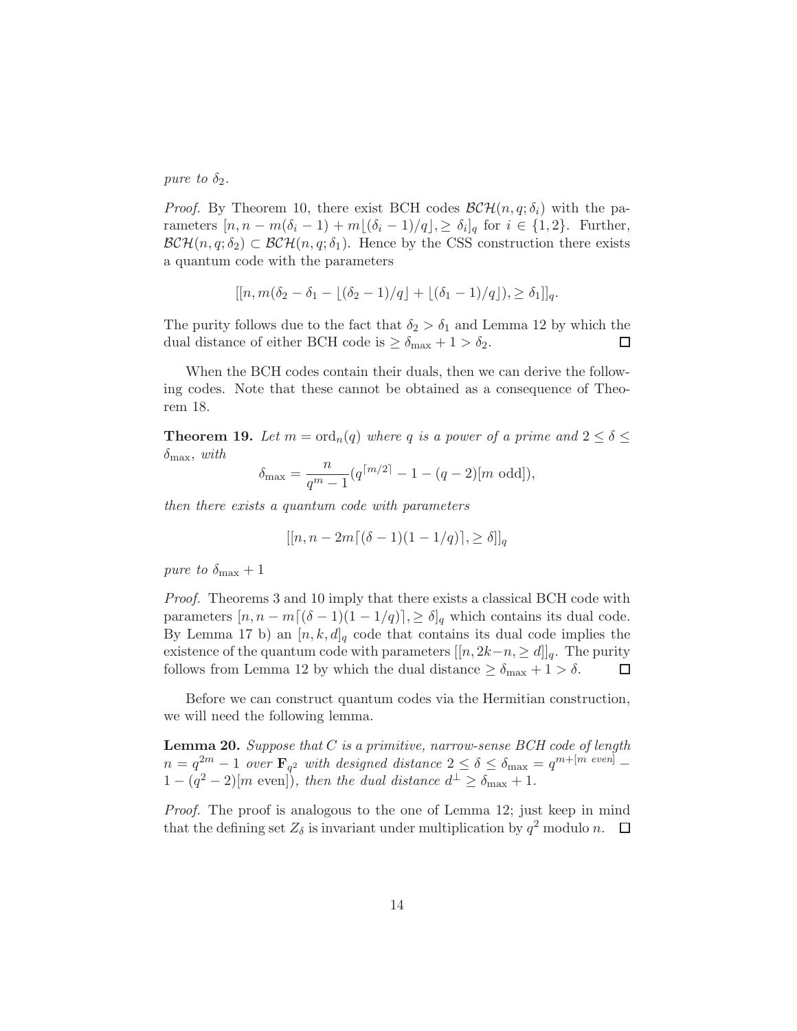*pure to* $\delta_2$.

*Proof.* By Theorem 10, there exist BCH codes $\mathcal{BCH}(n, q; \delta_i)$ with the parameters $[n, n - m(\delta_i - 1) + m\lfloor(\delta_i - 1)/q\rfloor, \geq \delta_i]_q$ for $i \in \{1, 2\}$. Further, $\mathcal{BCH}(n, q; \delta_2) \subset \mathcal{BCH}(n, q; \delta_1)$. Hence by the CSS construction there exists a quantum code with the parameters

$$[[n, m(\delta_2 - \delta_1 - \lfloor(\delta_2 - 1)/q\rfloor + \lfloor(\delta_1 - 1)/q\rfloor), \geq \delta_1]]_q.$$

The purity follows due to the fact that $\delta_2 > \delta_1$ and Lemma 12 by which the dual distance of either BCH code is $\geq \delta_{\max} + 1 > \delta_2$. $\square$

When the BCH codes contain their duals, then we can derive the following codes. Note that these cannot be obtained as a consequence of Theorem 18.

**Theorem 19.** *Let* $m = \operatorname{ord}_n(q)$ *where* $q$ *is a power of a prime and* $2 \leq \delta \leq \delta_{\max}$, *with*

$$\delta_{\max} = \frac{n}{q^m - 1}(q^{\lceil m/2\rceil} - 1 - (q-2)[m \text{ odd}]),$$

*then there exists a quantum code with parameters*

$$[[n, n - 2m\lceil(\delta - 1)(1 - 1/q)\rceil, \geq \delta]]_q$$

*pure to* $\delta_{\max} + 1$

*Proof.* Theorems 3 and 10 imply that there exists a classical BCH code with parameters $[n, n - m\lceil(\delta - 1)(1 - 1/q)\rceil, \geq \delta]_q$ which contains its dual code. By Lemma 17 b) an $[n, k, d]_q$ code that contains its dual code implies the existence of the quantum code with parameters $[[n, 2k - n, \geq d]]_q$. The purity follows from Lemma 12 by which the dual distance $\geq \delta_{\max} + 1 > \delta$. $\square$

Before we can construct quantum codes via the Hermitian construction, we will need the following lemma.

**Lemma 20.** *Suppose that* $C$ *is a primitive, narrow-sense BCH code of length* $n = q^{2m} - 1$ *over* $\mathbf{F}_{q^2}$ *with designed distance* $2 \leq \delta \leq \delta_{\max} = q^{m+[m \text{ even}]} - 1 - (q^2 - 2)[m \text{ even}])$, *then the dual distance* $d^\perp \geq \delta_{\max} + 1$.

*Proof.* The proof is analogous to the one of Lemma 12; just keep in mind that the defining set $Z_\delta$ is invariant under multiplication by $q^2$ modulo $n$. $\square$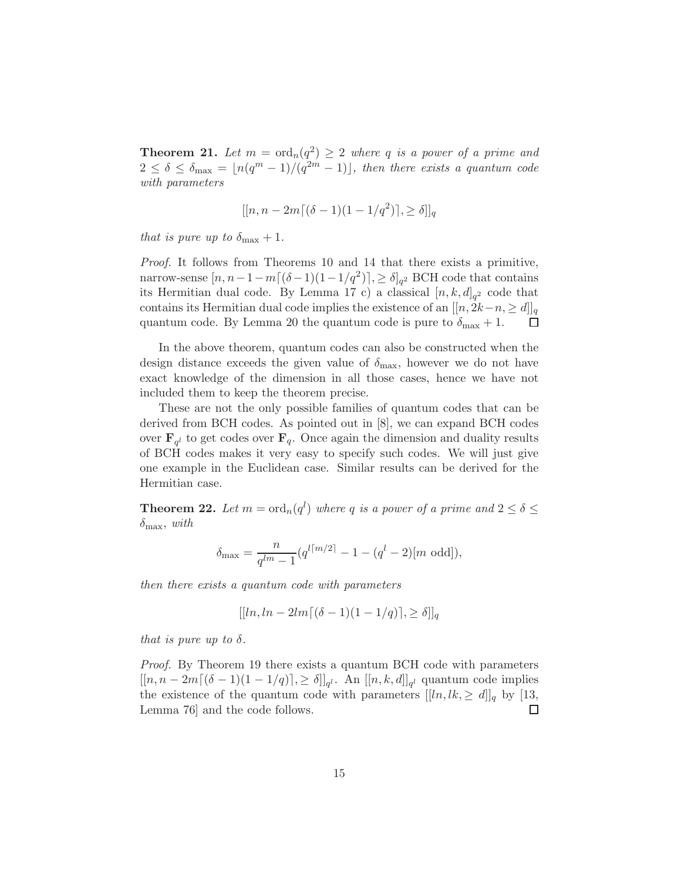**Theorem 21.** *Let $m = \mathrm{ord}_n(q^2) \geq 2$ where $q$ is a power of a prime and $2 \leq \delta \leq \delta_{\max} = \lfloor n(q^m - 1)/(q^{2m} - 1) \rfloor$, then there exists a quantum code with parameters*

$$[[n, n - 2m\lceil(\delta - 1)(1 - 1/q^2)\rceil, \geq \delta]]_q$$

*that is pure up to $\delta_{\max} + 1$.*

*Proof.* It follows from Theorems 10 and 14 that there exists a primitive, narrow-sense $[n, n-1-m\lceil(\delta-1)(1-1/q^2)\rceil, \geq \delta]_{q^2}$ BCH code that contains its Hermitian dual code. By Lemma 17 c) a classical $[n, k, d]_{q^2}$ code that contains its Hermitian dual code implies the existence of an $[[n, 2k-n, \geq d]]_q$ quantum code. By Lemma 20 the quantum code is pure to $\delta_{\max} + 1$. □

In the above theorem, quantum codes can also be constructed when the design distance exceeds the given value of $\delta_{\max}$, however we do not have exact knowledge of the dimension in all those cases, hence we have not included them to keep the theorem precise.

These are not the only possible families of quantum codes that can be derived from BCH codes. As pointed out in [8], we can expand BCH codes over $\mathbf{F}_{q^l}$ to get codes over $\mathbf{F}_q$. Once again the dimension and duality results of BCH codes makes it very easy to specify such codes. We will just give one example in the Euclidean case. Similar results can be derived for the Hermitian case.

**Theorem 22.** *Let $m = \mathrm{ord}_n(q^l)$ where $q$ is a power of a prime and $2 \leq \delta \leq \delta_{\max}$, with*

$$\delta_{\max} = \frac{n}{q^{lm} - 1}(q^{l\lceil m/2 \rceil} - 1 - (q^l - 2)[m \text{ odd}]),$$

*then there exists a quantum code with parameters*

$$[[ln, ln - 2lm\lceil(\delta - 1)(1 - 1/q)\rceil, \geq \delta]]_q$$

*that is pure up to $\delta$.*

*Proof.* By Theorem 19 there exists a quantum BCH code with parameters $[[n, n - 2m\lceil(\delta - 1)(1 - 1/q)\rceil, \geq \delta]]_{q^l}$. An $[[n, k, d]]_{q^l}$ quantum code implies the existence of the quantum code with parameters $[[ln, lk, \geq d]]_q$ by [13, Lemma 76] and the code follows. □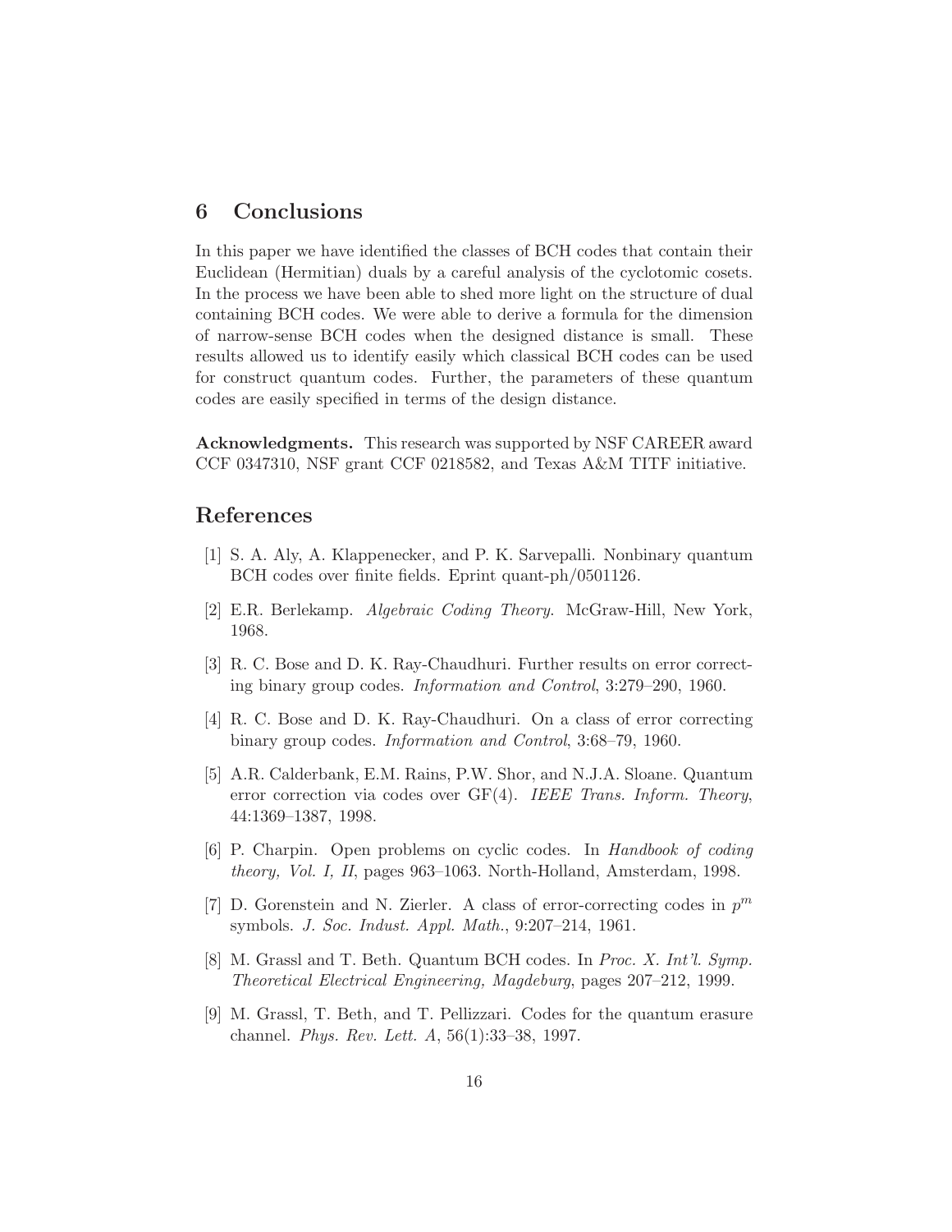## 6 Conclusions

In this paper we have identified the classes of BCH codes that contain their Euclidean (Hermitian) duals by a careful analysis of the cyclotomic cosets. In the process we have been able to shed more light on the structure of dual containing BCH codes. We were able to derive a formula for the dimension of narrow-sense BCH codes when the designed distance is small. These results allowed us to identify easily which classical BCH codes can be used for construct quantum codes. Further, the parameters of these quantum codes are easily specified in terms of the design distance.

**Acknowledgments.** This research was supported by NSF CAREER award CCF 0347310, NSF grant CCF 0218582, and Texas A&M TITF initiative.

## References

[1] S. A. Aly, A. Klappenecker, and P. K. Sarvepalli. Nonbinary quantum BCH codes over finite fields. Eprint quant-ph/0501126.

[2] E.R. Berlekamp. *Algebraic Coding Theory.* McGraw-Hill, New York, 1968.

[3] R. C. Bose and D. K. Ray-Chaudhuri. Further results on error correcting binary group codes. *Information and Control*, 3:279–290, 1960.

[4] R. C. Bose and D. K. Ray-Chaudhuri. On a class of error correcting binary group codes. *Information and Control*, 3:68–79, 1960.

[5] A.R. Calderbank, E.M. Rains, P.W. Shor, and N.J.A. Sloane. Quantum error correction via codes over GF(4). *IEEE Trans. Inform. Theory*, 44:1369–1387, 1998.

[6] P. Charpin. Open problems on cyclic codes. In *Handbook of coding theory, Vol. I, II*, pages 963–1063. North-Holland, Amsterdam, 1998.

[7] D. Gorenstein and N. Zierler. A class of error-correcting codes in $p^m$ symbols. *J. Soc. Indust. Appl. Math.*, 9:207–214, 1961.

[8] M. Grassl and T. Beth. Quantum BCH codes. In *Proc. X. Int'l. Symp. Theoretical Electrical Engineering, Magdeburg*, pages 207–212, 1999.

[9] M. Grassl, T. Beth, and T. Pellizzari. Codes for the quantum erasure channel. *Phys. Rev. Lett. A*, 56(1):33–38, 1997.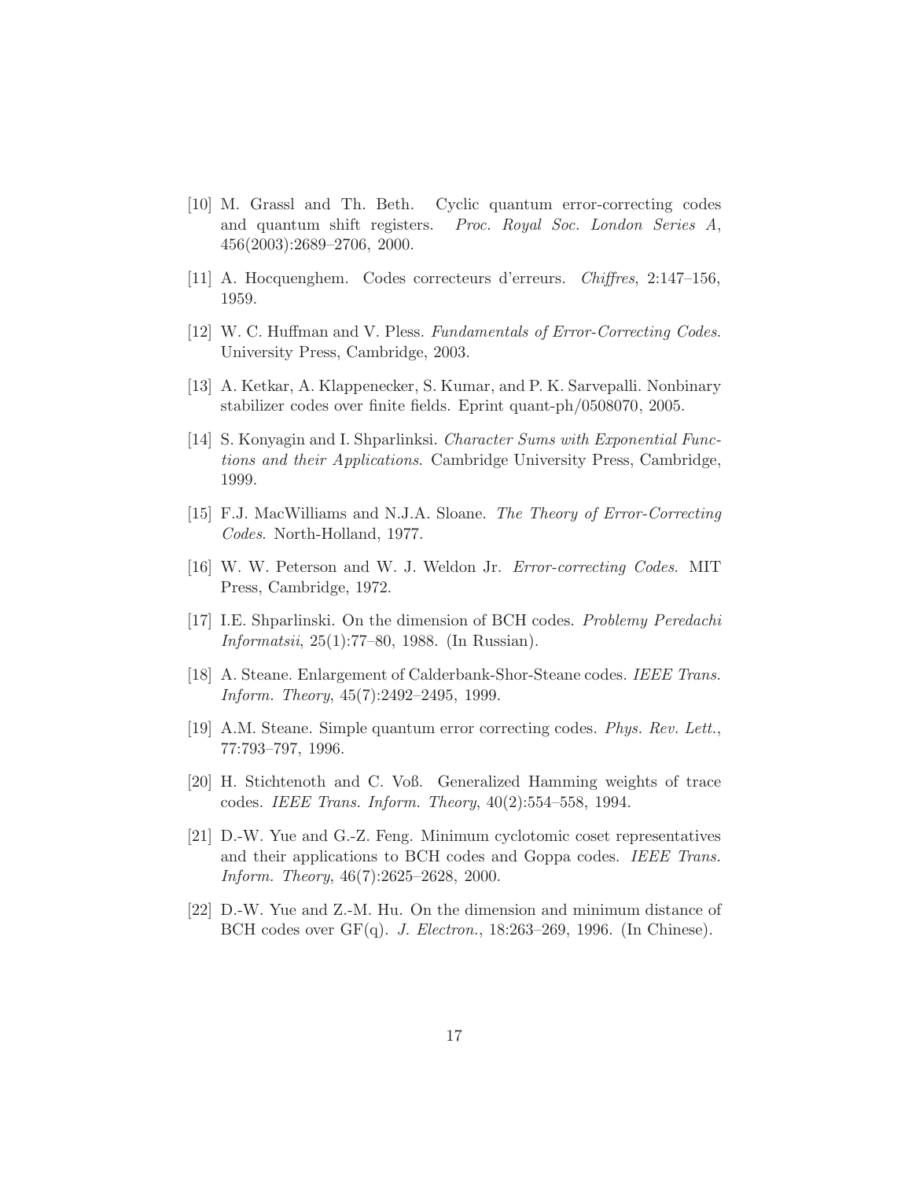[10] M. Grassl and Th. Beth. Cyclic quantum error-correcting codes and quantum shift registers. *Proc. Royal Soc. London Series A*, 456(2003):2689–2706, 2000.

[11] A. Hocquenghem. Codes correcteurs d'erreurs. *Chiffres*, 2:147–156, 1959.

[12] W. C. Huffman and V. Pless. *Fundamentals of Error-Correcting Codes*. University Press, Cambridge, 2003.

[13] A. Ketkar, A. Klappenecker, S. Kumar, and P. K. Sarvepalli. Nonbinary stabilizer codes over finite fields. Eprint quant-ph/0508070, 2005.

[14] S. Konyagin and I. Shparlinksi. *Character Sums with Exponential Functions and their Applications*. Cambridge University Press, Cambridge, 1999.

[15] F.J. MacWilliams and N.J.A. Sloane. *The Theory of Error-Correcting Codes*. North-Holland, 1977.

[16] W. W. Peterson and W. J. Weldon Jr. *Error-correcting Codes*. MIT Press, Cambridge, 1972.

[17] I.E. Shparlinski. On the dimension of BCH codes. *Problemy Peredachi Informatsii*, 25(1):77–80, 1988. (In Russian).

[18] A. Steane. Enlargement of Calderbank-Shor-Steane codes. *IEEE Trans. Inform. Theory*, 45(7):2492–2495, 1999.

[19] A.M. Steane. Simple quantum error correcting codes. *Phys. Rev. Lett.*, 77:793–797, 1996.

[20] H. Stichtenoth and C. Voß. Generalized Hamming weights of trace codes. *IEEE Trans. Inform. Theory*, 40(2):554–558, 1994.

[21] D.-W. Yue and G.-Z. Feng. Minimum cyclotomic coset representatives and their applications to BCH codes and Goppa codes. *IEEE Trans. Inform. Theory*, 46(7):2625–2628, 2000.

[22] D.-W. Yue and Z.-M. Hu. On the dimension and minimum distance of BCH codes over GF(q). *J. Electron.*, 18:263–269, 1996. (In Chinese).